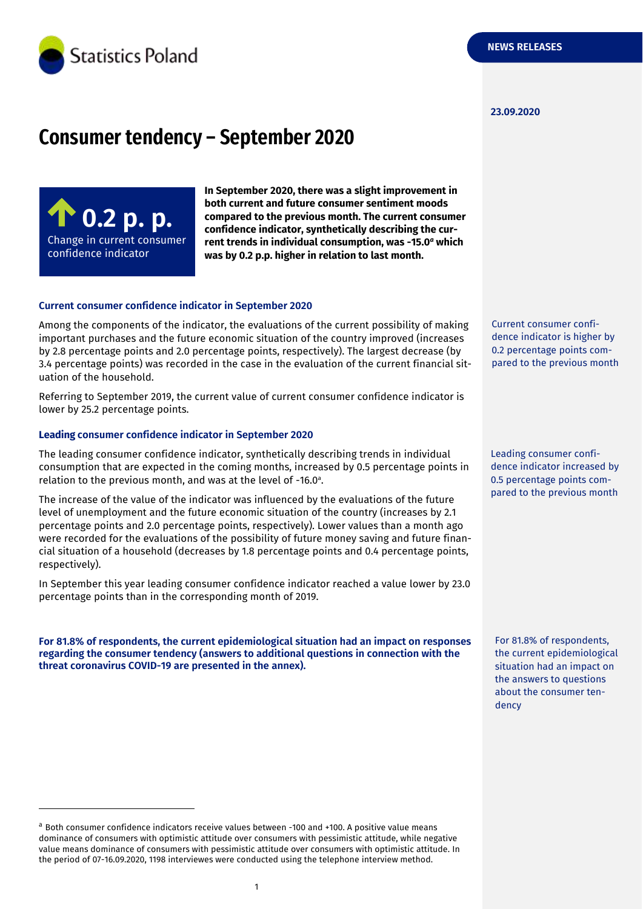Statistics Poland

NEWS RELEASES

23.09.2020

# Consumer tendency – September 2020

**0.2 p. p.**
Change in current consumer confidence indicator

**In September 2020, there was a slight improvement in both current and future consumer sentiment moods compared to the previous month. The current consumer confidence indicator, synthetically describing the current trends in individual consumption, was -15.0[a] which was by 0.2 p.p. higher in relation to last month.**

### Current consumer confidence indicator in September 2020

Current consumer confidence indicator is higher by 0.2 percentage points compared to the previous month

Among the components of the indicator, the evaluations of the current possibility of making important purchases and the future economic situation of the country improved (increases by 2.8 percentage points and 2.0 percentage points, respectively). The largest decrease (by 3.4 percentage points) was recorded in the case in the evaluation of the current financial situation of the household.

Referring to September 2019, the current value of current consumer confidence indicator is lower by 25.2 percentage points.

### Leading consumer confidence indicator in September 2020

Leading consumer confidence indicator increased by 0.5 percentage points compared to the previous month

The leading consumer confidence indicator, synthetically describing trends in individual consumption that are expected in the coming months, increased by 0.5 percentage points in relation to the previous month, and was at the level of -16.0[a].

The increase of the value of the indicator was influenced by the evaluations of the future level of unemployment and the future economic situation of the country (increases by 2.1 percentage points and 2.0 percentage points, respectively). Lower values than a month ago were recorded for the evaluations of the possibility of future money saving and future financial situation of a household (decreases by 1.8 percentage points and 0.4 percentage points, respectively).

In September this year leading consumer confidence indicator reached a value lower by 23.0 percentage points than in the corresponding month of 2019.

For 81.8% of respondents, the current epidemiological situation had an impact on the answers to questions about the consumer tendency

**For 81.8% of respondents, the current epidemiological situation had an impact on responses regarding the consumer tendency (answers to additional questions in connection with the threat coronavirus COVID-19 are presented in the annex).**

---

[a] Both consumer confidence indicators receive values between -100 and +100. A positive value means dominance of consumers with optimistic attitude over consumers with pessimistic attitude, while negative value means dominance of consumers with pessimistic attitude over consumers with optimistic attitude. In the period of 07-16.09.2020, 1198 interviewes were conducted using the telephone interview method.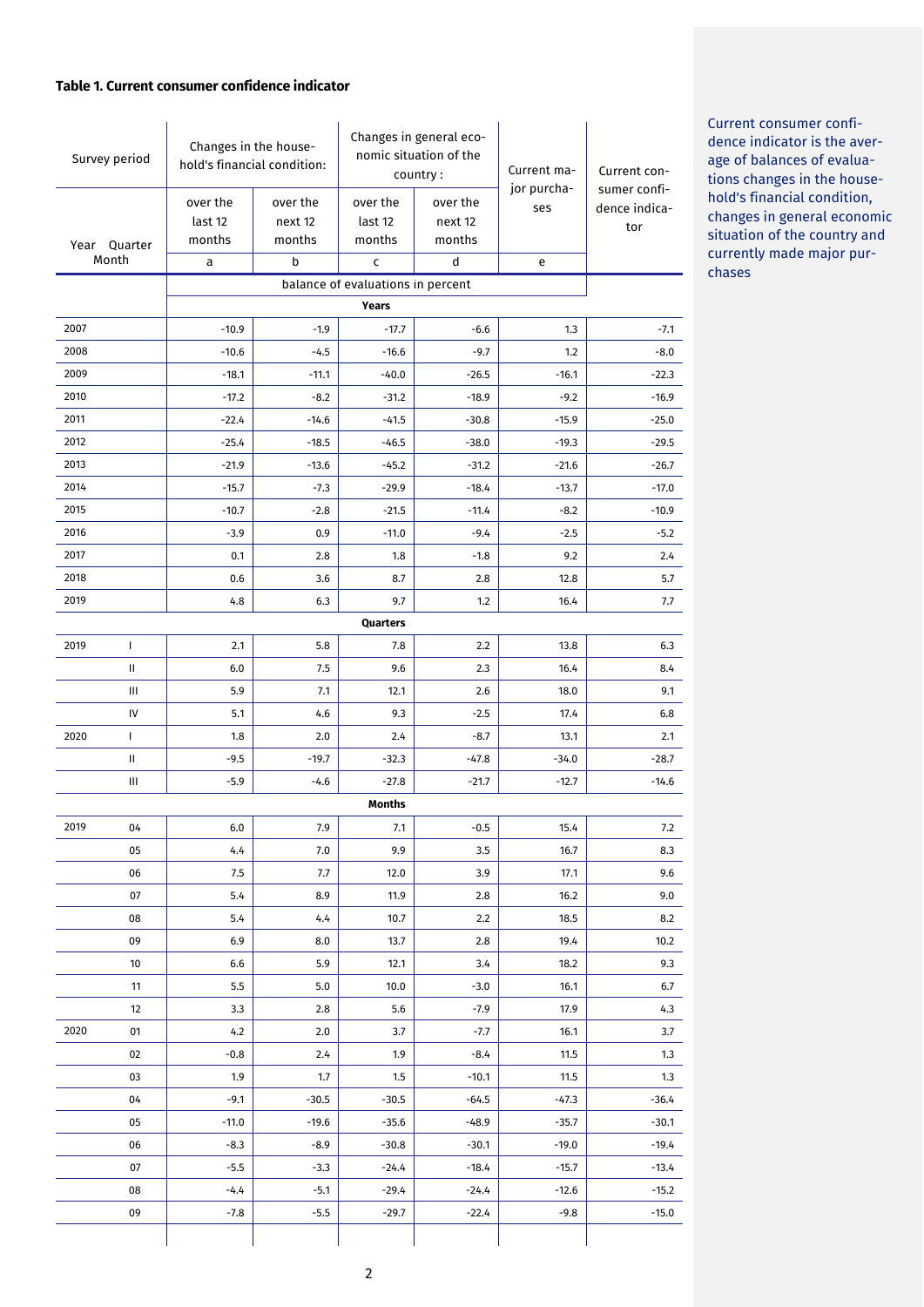### Table 1. Current consumer confidence indicator

| Survey period | | Changes in the household's financial condition: | | Changes in general economic situation of the country : | | Current major purchases | Current consumer confidence indicator |
|---|---|---|---|---|---|---|---|
| Year | Quarter Month | over the last 12 months | over the next 12 months | over the last 12 months | over the next 12 months | | |
| | | a | b | c | d | e | |
| | | balance of evaluations in percent | | | | | |
| **Years** | | | | | | | |
| 2007 | | -10.9 | -1.9 | -17.7 | -6.6 | 1.3 | -7.1 |
| 2008 | | -10.6 | -4.5 | -16.6 | -9.7 | 1.2 | -8.0 |
| 2009 | | -18.1 | -11.1 | -40.0 | -26.5 | -16.1 | -22.3 |
| 2010 | | -17.2 | -8.2 | -31.2 | -18.9 | -9.2 | -16.9 |
| 2011 | | -22.4 | -14.6 | -41.5 | -30.8 | -15.9 | -25.0 |
| 2012 | | -25.4 | -18.5 | -46.5 | -38.0 | -19.3 | -29.5 |
| 2013 | | -21.9 | -13.6 | -45.2 | -31.2 | -21.6 | -26.7 |
| 2014 | | -15.7 | -7.3 | -29.9 | -18.4 | -13.7 | -17.0 |
| 2015 | | -10.7 | -2.8 | -21.5 | -11.4 | -8.2 | -10.9 |
| 2016 | | -3.9 | 0.9 | -11.0 | -9.4 | -2.5 | -5.2 |
| 2017 | | 0.1 | 2.8 | 1.8 | -1.8 | 9.2 | 2.4 |
| 2018 | | 0.6 | 3.6 | 8.7 | 2.8 | 12.8 | 5.7 |
| 2019 | | 4.8 | 6.3 | 9.7 | 1.2 | 16.4 | 7.7 |
| **Quarters** | | | | | | | |
| 2019 | I | 2.1 | 5.8 | 7.8 | 2.2 | 13.8 | 6.3 |
| | II | 6.0 | 7.5 | 9.6 | 2.3 | 16.4 | 8.4 |
| | III | 5.9 | 7.1 | 12.1 | 2.6 | 18.0 | 9.1 |
| | IV | 5.1 | 4.6 | 9.3 | -2.5 | 17.4 | 6.8 |
| 2020 | I | 1.8 | 2.0 | 2.4 | -8.7 | 13.1 | 2.1 |
| | II | -9.5 | -19.7 | -32.3 | -47.8 | -34.0 | -28.7 |
| | III | -5.9 | -4.6 | -27.8 | -21.7 | -12.7 | -14.6 |
| **Months** | | | | | | | |
| 2019 | 04 | 6.0 | 7.9 | 7.1 | -0.5 | 15.4 | 7.2 |
| | 05 | 4.4 | 7.0 | 9.9 | 3.5 | 16.7 | 8.3 |
| | 06 | 7.5 | 7.7 | 12.0 | 3.9 | 17.1 | 9.6 |
| | 07 | 5.4 | 8.9 | 11.9 | 2.8 | 16.2 | 9.0 |
| | 08 | 5.4 | 4.4 | 10.7 | 2.2 | 18.5 | 8.2 |
| | 09 | 6.9 | 8.0 | 13.7 | 2.8 | 19.4 | 10.2 |
| | 10 | 6.6 | 5.9 | 12.1 | 3.4 | 18.2 | 9.3 |
| | 11 | 5.5 | 5.0 | 10.0 | -3.0 | 16.1 | 6.7 |
| | 12 | 3.3 | 2.8 | 5.6 | -7.9 | 17.9 | 4.3 |
| 2020 | 01 | 4.2 | 2.0 | 3.7 | -7.7 | 16.1 | 3.7 |
| | 02 | -0.8 | 2.4 | 1.9 | -8.4 | 11.5 | 1.3 |
| | 03 | 1.9 | 1.7 | 1.5 | -10.1 | 11.5 | 1.3 |
| | 04 | -9.1 | -30.5 | -30.5 | -64.5 | -47.3 | -36.4 |
| | 05 | -11.0 | -19.6 | -35.6 | -48.9 | -35.7 | -30.1 |
| | 06 | -8.3 | -8.9 | -30.8 | -30.1 | -19.0 | -19.4 |
| | 07 | -5.5 | -3.3 | -24.4 | -18.4 | -15.7 | -13.4 |
| | 08 | -4.4 | -5.1 | -29.4 | -24.4 | -12.6 | -15.2 |
| | 09 | -7.8 | -5.5 | -29.7 | -22.4 | -9.8 | -15.0 |

Current consumer confidence indicator is the average of balances of evaluations changes in the household's financial condition, changes in general economic situation of the country and currently made major purchases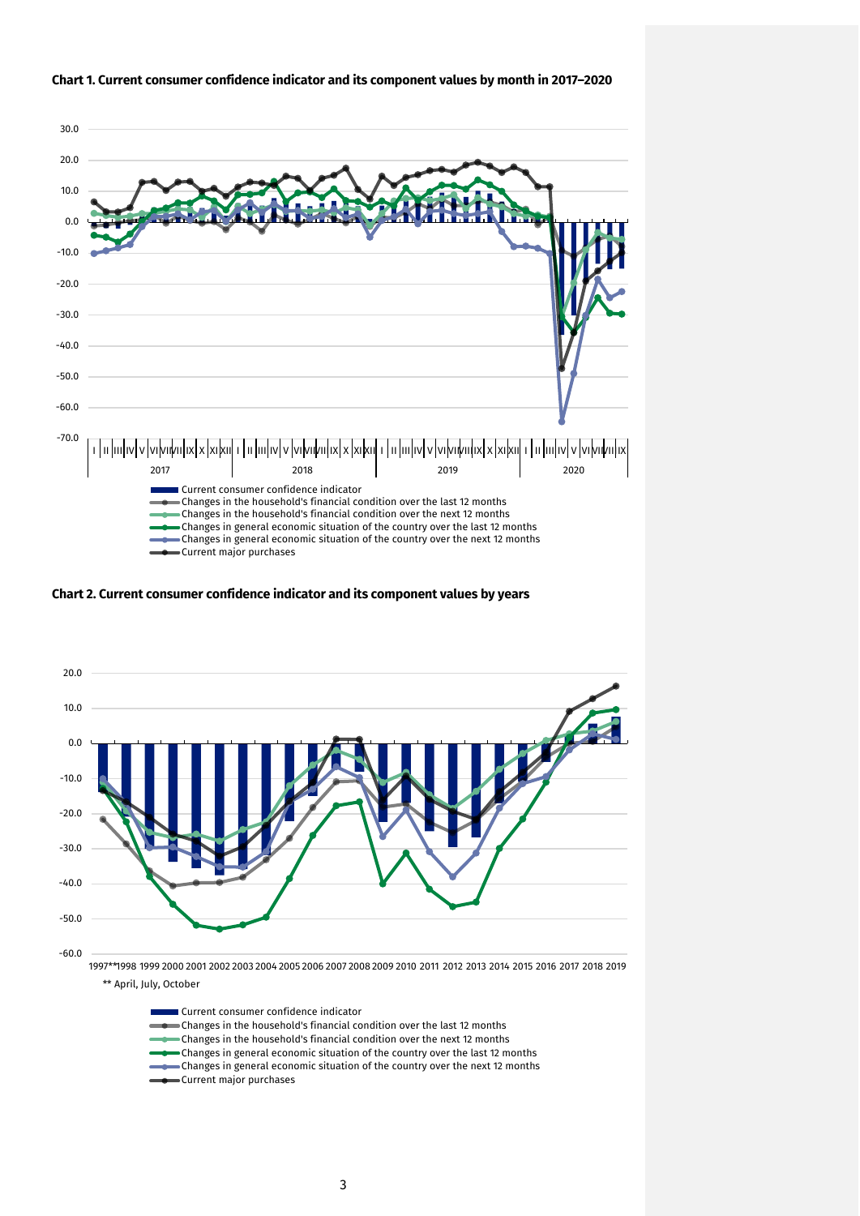**Chart 1. Current consumer confidence indicator and its component values by month in 2017–2020**

**Chart 2. Current consumer confidence indicator and its component values by years**

** April, July, October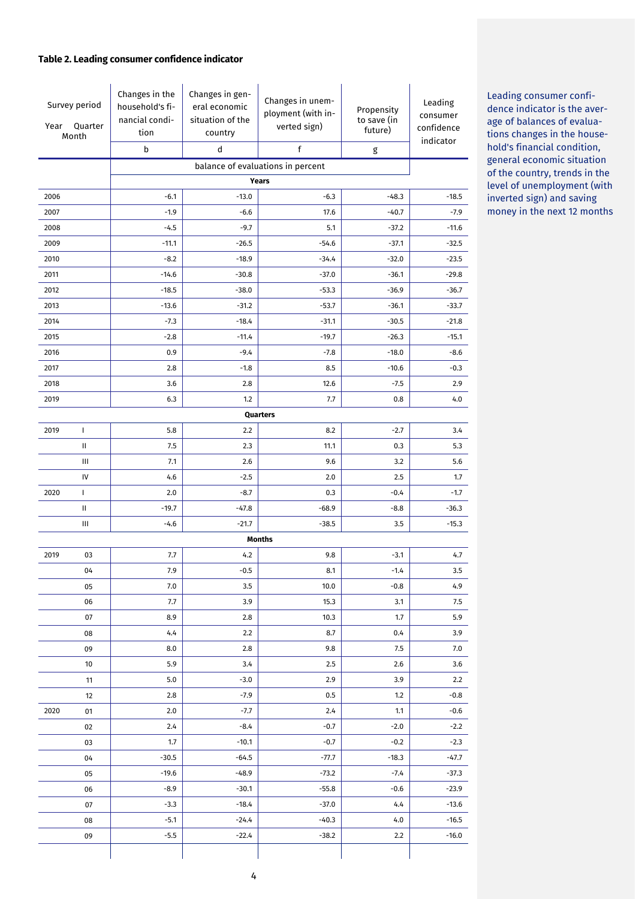### Table 2. Leading consumer confidence indicator

| Survey period Year | Quarter Month | Changes in the household's financial condition | Changes in general economic situation of the country | Changes in unemployment (with inverted sign) | Propensity to save (in future) | Leading consumer confidence indicator |
|---|---|---|---|---|---|---|
| | | b | d | f | g | |
| | | balance of evaluations in percent | | | | |
| **Years** | | | | | | |
| 2006 | | -6.1 | -13.0 | -6.3 | -48.3 | -18.5 |
| 2007 | | -1.9 | -6.6 | 17.6 | -40.7 | -7.9 |
| 2008 | | -4.5 | -9.7 | 5.1 | -37.2 | -11.6 |
| 2009 | | -11.1 | -26.5 | -54.6 | -37.1 | -32.5 |
| 2010 | | -8.2 | -18.9 | -34.4 | -32.0 | -23.5 |
| 2011 | | -14.6 | -30.8 | -37.0 | -36.1 | -29.8 |
| 2012 | | -18.5 | -38.0 | -53.3 | -36.9 | -36.7 |
| 2013 | | -13.6 | -31.2 | -53.7 | -36.1 | -33.7 |
| 2014 | | -7.3 | -18.4 | -31.1 | -30.5 | -21.8 |
| 2015 | | -2.8 | -11.4 | -19.7 | -26.3 | -15.1 |
| 2016 | | 0.9 | -9.4 | -7.8 | -18.0 | -8.6 |
| 2017 | | 2.8 | -1.8 | 8.5 | -10.6 | -0.3 |
| 2018 | | 3.6 | 2.8 | 12.6 | -7.5 | 2.9 |
| 2019 | | 6.3 | 1.2 | 7.7 | 0.8 | 4.0 |
| **Quarters** | | | | | | |
| 2019 | I | 5.8 | 2.2 | 8.2 | -2.7 | 3.4 |
| | II | 7.5 | 2.3 | 11.1 | 0.3 | 5.3 |
| | III | 7.1 | 2.6 | 9.6 | 3.2 | 5.6 |
| | IV | 4.6 | -2.5 | 2.0 | 2.5 | 1.7 |
| 2020 | I | 2.0 | -8.7 | 0.3 | -0.4 | -1.7 |
| | II | -19.7 | -47.8 | -68.9 | -8.8 | -36.3 |
| | III | -4.6 | -21.7 | -38.5 | 3.5 | -15.3 |
| **Months** | | | | | | |
| 2019 | 03 | 7.7 | 4.2 | 9.8 | -3.1 | 4.7 |
| | 04 | 7.9 | -0.5 | 8.1 | -1.4 | 3.5 |
| | 05 | 7.0 | 3.5 | 10.0 | -0.8 | 4.9 |
| | 06 | 7.7 | 3.9 | 15.3 | 3.1 | 7.5 |
| | 07 | 8.9 | 2.8 | 10.3 | 1.7 | 5.9 |
| | 08 | 4.4 | 2.2 | 8.7 | 0.4 | 3.9 |
| | 09 | 8.0 | 2.8 | 9.8 | 7.5 | 7.0 |
| | 10 | 5.9 | 3.4 | 2.5 | 2.6 | 3.6 |
| | 11 | 5.0 | -3.0 | 2.9 | 3.9 | 2.2 |
| | 12 | 2.8 | -7.9 | 0.5 | 1.2 | -0.8 |
| 2020 | 01 | 2.0 | -7.7 | 2.4 | 1.1 | -0.6 |
| | 02 | 2.4 | -8.4 | -0.7 | -2.0 | -2.2 |
| | 03 | 1.7 | -10.1 | -0.7 | -0.2 | -2.3 |
| | 04 | -30.5 | -64.5 | -77.7 | -18.3 | -47.7 |
| | 05 | -19.6 | -48.9 | -73.2 | -7.4 | -37.3 |
| | 06 | -8.9 | -30.1 | -55.8 | -0.6 | -23.9 |
| | 07 | -3.3 | -18.4 | -37.0 | 4.4 | -13.6 |
| | 08 | -5.1 | -24.4 | -40.3 | 4.0 | -16.5 |
| | 09 | -5.5 | -22.4 | -38.2 | 2.2 | -16.0 |

Leading consumer confidence indicator is the average of balances of evaluations changes in the household's financial condition, general economic situation of the country, trends in the level of unemployment (with inverted sign) and saving money in the next 12 months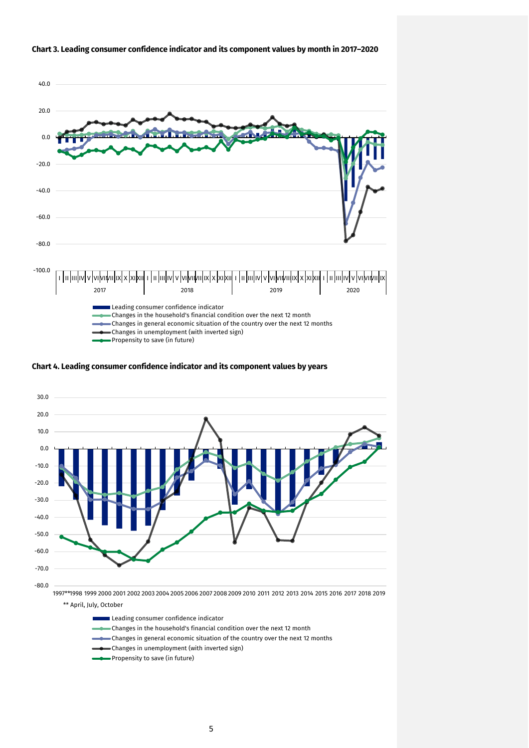**Chart 3. Leading consumer confidence indicator and its component values by month in 2017–2020**

40.0
20.0
0.0
-20.0
-40.0
-60.0
-80.0
-100.0

I | II | III | IV | V | VI | VII | VIII | IX | X | XI | XII | I | II | III | IV | V | VI | VII | VIII | IX | X | XI | XII | I | II | III | IV | V | VI | VII | VIII | IX | X | XI | XII | I | II | III | IV | V | VI | VII | VIII | IX

2017 2018 2019 2020

- Leading consumer confidence indicator
- Changes in the household's financial condition over the next 12 month
- Changes in general economic situation of the country over the next 12 months
- Changes in unemployment (with inverted sign)
- Propensity to save (in future)

**Chart 4. Leading consumer confidence indicator and its component values by years**

30.0
20.0
10.0
0.0
-10.0
-20.0
-30.0
-40.0
-50.0
-60.0
-70.0
-80.0

1997** 1998 1999 2000 2001 2002 2003 2004 2005 2006 2007 2008 2009 2010 2011 2012 2013 2014 2015 2016 2017 2018 2019

** April, July, October

- Leading consumer confidence indicator
- Changes in the household's financial condition over the next 12 month
- Changes in general economic situation of the country over the next 12 months
- Changes in unemployment (with inverted sign)
- Propensity to save (in future)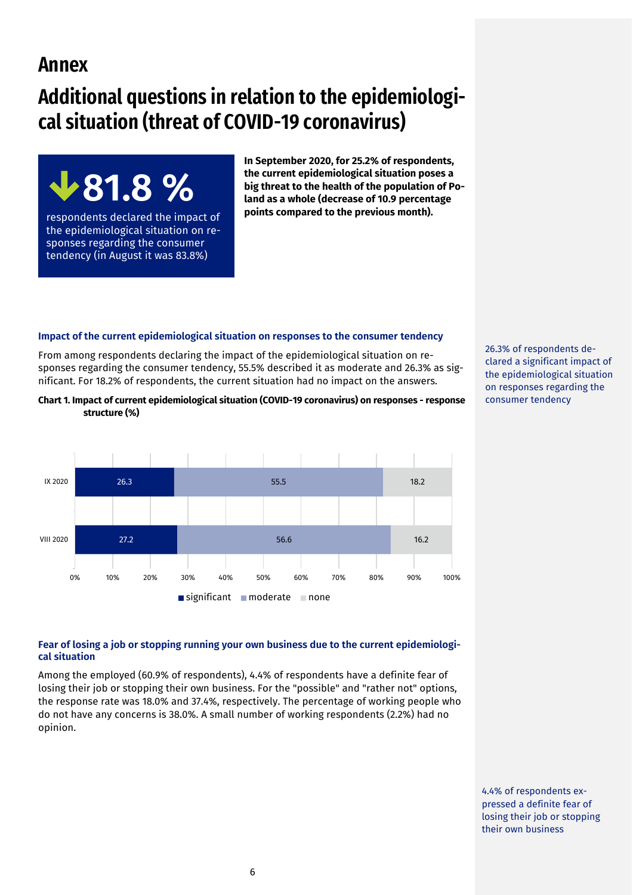# Annex

# Additional questions in relation to the epidemiological situation (threat of COVID-19 coronavirus)

**↓81.8 %**

respondents declared the impact of the epidemiological situation on responses regarding the consumer tendency (in August it was 83.8%)

**In September 2020, for 25.2% of respondents, the current epidemiological situation poses a big threat to the health of the population of Poland as a whole (decrease of 10.9 percentage points compared to the previous month).**

### Impact of the current epidemiological situation on responses to the consumer tendency

From among respondents declaring the impact of the epidemiological situation on responses regarding the consumer tendency, 55.5% described it as moderate and 26.3% as significant. For 18.2% of respondents, the current situation had no impact on the answers.

26.3% of respondents declared a significant impact of the epidemiological situation on responses regarding the consumer tendency

**Chart 1. Impact of current epidemiological situation (COVID-19 coronavirus) on responses - response structure (%)**

| | significant | moderate | none |
|---|---|---|---|
| IX 2020 | 26.3 | 55.5 | 18.2 |
| VIII 2020 | 27.2 | 56.6 | 16.2 |

### Fear of losing a job or stopping running your own business due to the current epidemiological situation

Among the employed (60.9% of respondents), 4.4% of respondents have a definite fear of losing their job or stopping their own business. For the "possible" and "rather not" options, the response rate was 18.0% and 37.4%, respectively. The percentage of working people who do not have any concerns is 38.0%. A small number of working respondents (2.2%) had no opinion.

4.4% of respondents expressed a definite fear of losing their job or stopping their own business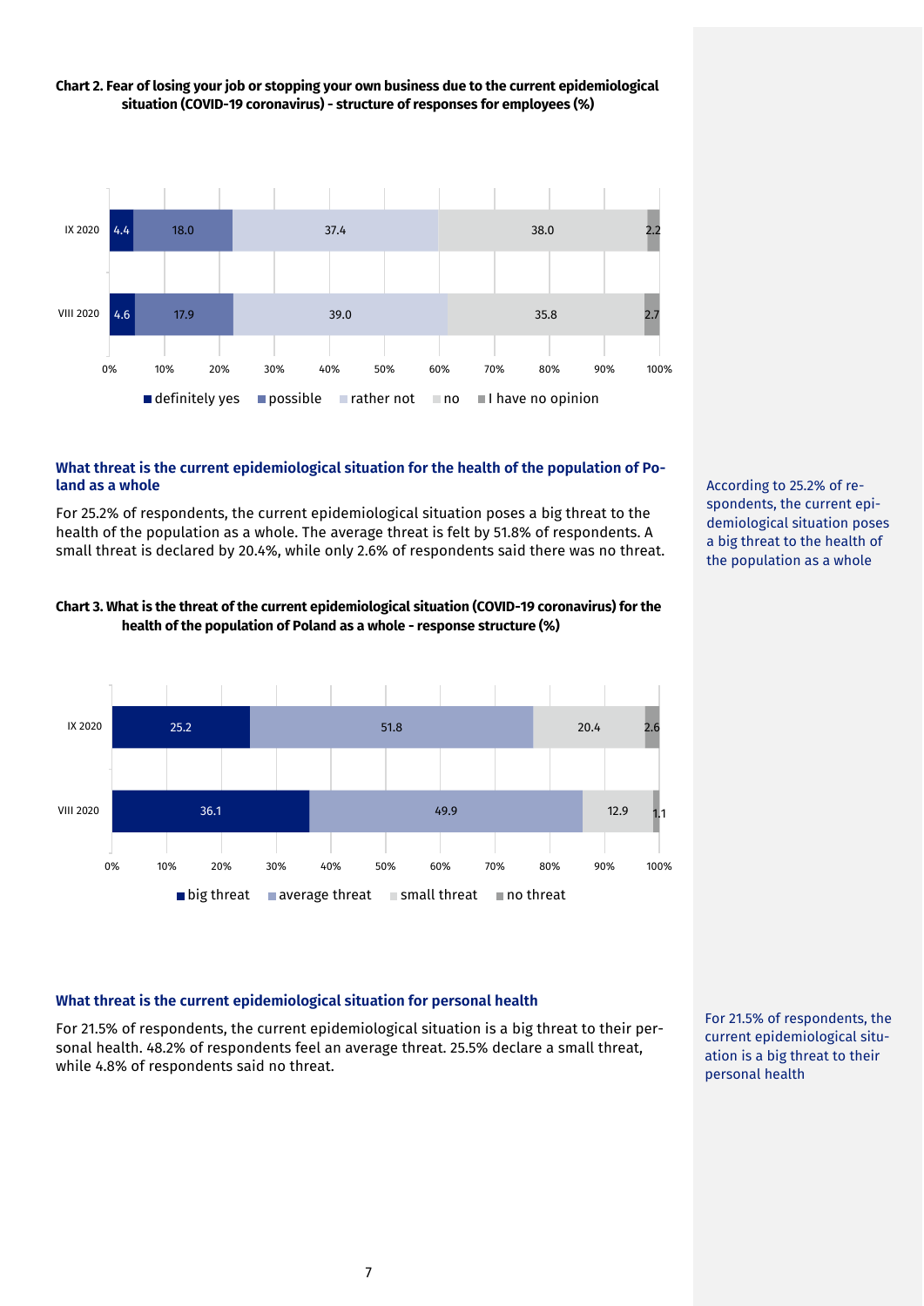**Chart 2. Fear of losing your job or stopping your own business due to the current epidemiological situation (COVID-19 coronavirus) - structure of responses for employees (%)**

| | definitely yes | possible | rather not | no | I have no opinion |
|---|---|---|---|---|---|
| IX 2020 | 4.4 | 18.0 | 37.4 | 38.0 | 2.2 |
| VIII 2020 | 4.6 | 17.9 | 39.0 | 35.8 | 2.7 |

### What threat is the current epidemiological situation for the health of the population of Poland as a whole

For 25.2% of respondents, the current epidemiological situation poses a big threat to the health of the population as a whole. The average threat is felt by 51.8% of respondents. A small threat is declared by 20.4%, while only 2.6% of respondents said there was no threat.

According to 25.2% of respondents, the current epidemiological situation poses a big threat to the health of the population as a whole

**Chart 3. What is the threat of the current epidemiological situation (COVID-19 coronavirus) for the health of the population of Poland as a whole - response structure (%)**

| | big threat | average threat | small threat | no threat |
|---|---|---|---|---|
| IX 2020 | 25.2 | 51.8 | 20.4 | 2.6 |
| VIII 2020 | 36.1 | 49.9 | 12.9 | 1.1 |

### What threat is the current epidemiological situation for personal health

For 21.5% of respondents, the current epidemiological situation is a big threat to their personal health. 48.2% of respondents feel an average threat. 25.5% declare a small threat, while 4.8% of respondents said no threat.

For 21.5% of respondents, the current epidemiological situation is a big threat to their personal health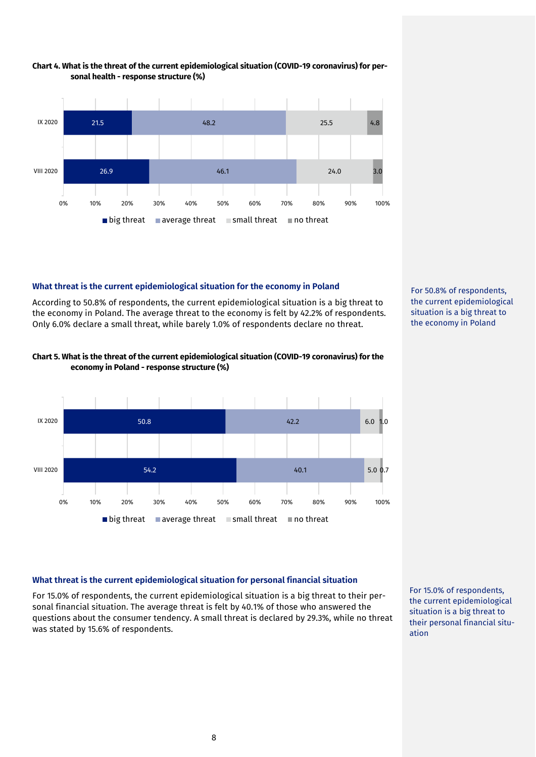**Chart 4. What is the threat of the current epidemiological situation (COVID-19 coronavirus) for personal health - response structure (%)**

| | big threat | average threat | small threat | no threat |
|---|---|---|---|---|
| IX 2020 | 21.5 | 48.2 | 25.5 | 4.8 |
| VIII 2020 | 26.9 | 46.1 | 24.0 | 3.0 |

### What threat is the current epidemiological situation for the economy in Poland

According to 50.8% of respondents, the current epidemiological situation is a big threat to the economy in Poland. The average threat to the economy is felt by 42.2% of respondents. Only 6.0% declare a small threat, while barely 1.0% of respondents declare no threat.

For 50.8% of respondents, the current epidemiological situation is a big threat to the economy in Poland

**Chart 5. What is the threat of the current epidemiological situation (COVID-19 coronavirus) for the economy in Poland - response structure (%)**

| | big threat | average threat | small threat | no threat |
|---|---|---|---|---|
| IX 2020 | 50.8 | 42.2 | 6.0 | 1.0 |
| VIII 2020 | 54.2 | 40.1 | 5.0 | 0.7 |

### What threat is the current epidemiological situation for personal financial situation

For 15.0% of respondents, the current epidemiological situation is a big threat to their personal financial situation. The average threat is felt by 40.1% of those who answered the questions about the consumer tendency. A small threat is declared by 29.3%, while no threat was stated by 15.6% of respondents.

For 15.0% of respondents, the current epidemiological situation is a big threat to their personal financial situation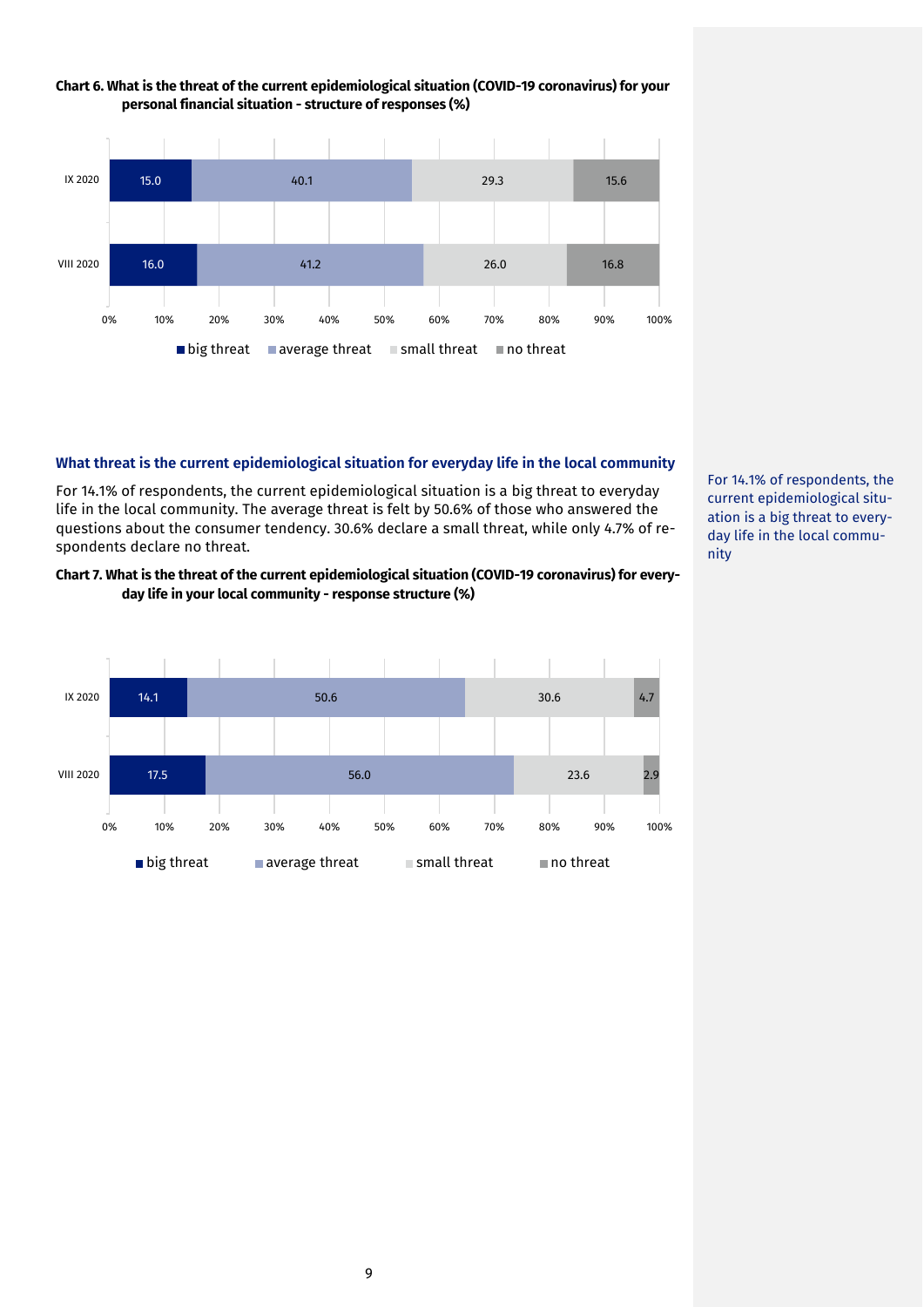**Chart 6. What is the threat of the current epidemiological situation (COVID-19 coronavirus) for your personal financial situation - structure of responses (%)**

| | big threat | average threat | small threat | no threat |
|---|---|---|---|---|
| IX 2020 | 15.0 | 40.1 | 29.3 | 15.6 |
| VIII 2020 | 16.0 | 41.2 | 26.0 | 16.8 |

### What threat is the current epidemiological situation for everyday life in the local community

For 14.1% of respondents, the current epidemiological situation is a big threat to everyday life in the local community. The average threat is felt by 50.6% of those who answered the questions about the consumer tendency. 30.6% declare a small threat, while only 4.7% of respondents declare no threat.

For 14.1% of respondents, the current epidemiological situation is a big threat to everyday life in the local community

**Chart 7. What is the threat of the current epidemiological situation (COVID-19 coronavirus) for everyday life in your local community - response structure (%)**

| | big threat | average threat | small threat | no threat |
|---|---|---|---|---|
| IX 2020 | 14.1 | 50.6 | 30.6 | 4.7 |
| VIII 2020 | 17.5 | 56.0 | 23.6 | 2.9 |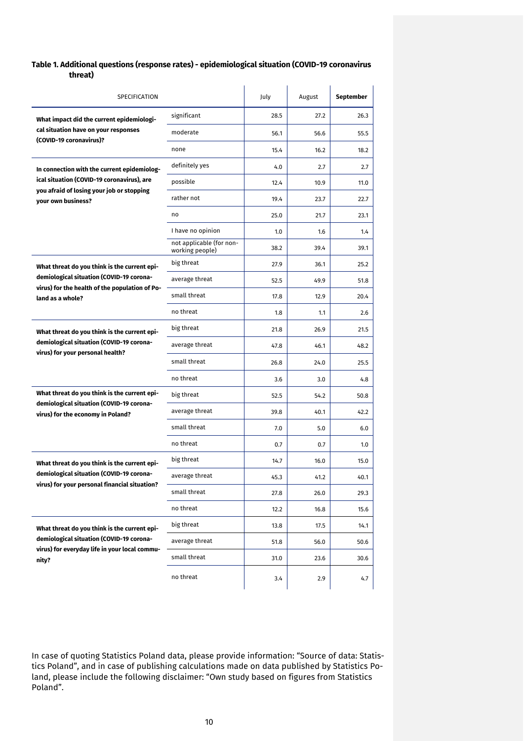**Table 1. Additional questions (response rates) - epidemiological situation (COVID-19 coronavirus threat)**

| SPECIFICATION | | July | August | **September** |
|---|---|---|---|---|
| **What impact did the current epidemiological situation have on your responses (COVID-19 coronavirus)?** | significant | 28.5 | 27.2 | 26.3 |
| | moderate | 56.1 | 56.6 | 55.5 |
| | none | 15.4 | 16.2 | 18.2 |
| **In connection with the current epidemiological situation (COVID-19 coronavirus), are you afraid of losing your job or stopping your own business?** | definitely yes | 4.0 | 2.7 | 2.7 |
| | possible | 12.4 | 10.9 | 11.0 |
| | rather not | 19.4 | 23.7 | 22.7 |
| | no | 25.0 | 21.7 | 23.1 |
| | I have no opinion | 1.0 | 1.6 | 1.4 |
| | not applicable (for non-working people) | 38.2 | 39.4 | 39.1 |
| **What threat do you think is the current epidemiological situation (COVID-19 coronavirus) for the health of the population of Poland as a whole?** | big threat | 27.9 | 36.1 | 25.2 |
| | average threat | 52.5 | 49.9 | 51.8 |
| | small threat | 17.8 | 12.9 | 20.4 |
| | no threat | 1.8 | 1.1 | 2.6 |
| **What threat do you think is the current epidemiological situation (COVID-19 coronavirus) for your personal health?** | big threat | 21.8 | 26.9 | 21.5 |
| | average threat | 47.8 | 46.1 | 48.2 |
| | small threat | 26.8 | 24.0 | 25.5 |
| | no threat | 3.6 | 3.0 | 4.8 |
| **What threat do you think is the current epidemiological situation (COVID-19 coronavirus) for the economy in Poland?** | big threat | 52.5 | 54.2 | 50.8 |
| | average threat | 39.8 | 40.1 | 42.2 |
| | small threat | 7.0 | 5.0 | 6.0 |
| | no threat | 0.7 | 0.7 | 1.0 |
| **What threat do you think is the current epidemiological situation (COVID-19 coronavirus) for your personal financial situation?** | big threat | 14.7 | 16.0 | 15.0 |
| | average threat | 45.3 | 41.2 | 40.1 |
| | small threat | 27.8 | 26.0 | 29.3 |
| | no threat | 12.2 | 16.8 | 15.6 |
| **What threat do you think is the current epidemiological situation (COVID-19 coronavirus) for everyday life in your local community?** | big threat | 13.8 | 17.5 | 14.1 |
| | average threat | 51.8 | 56.0 | 50.6 |
| | small threat | 31.0 | 23.6 | 30.6 |
| | no threat | 3.4 | 2.9 | 4.7 |

In case of quoting Statistics Poland data, please provide information: "Source of data: Statistics Poland", and in case of publishing calculations made on data published by Statistics Poland, please include the following disclaimer: "Own study based on figures from Statistics Poland".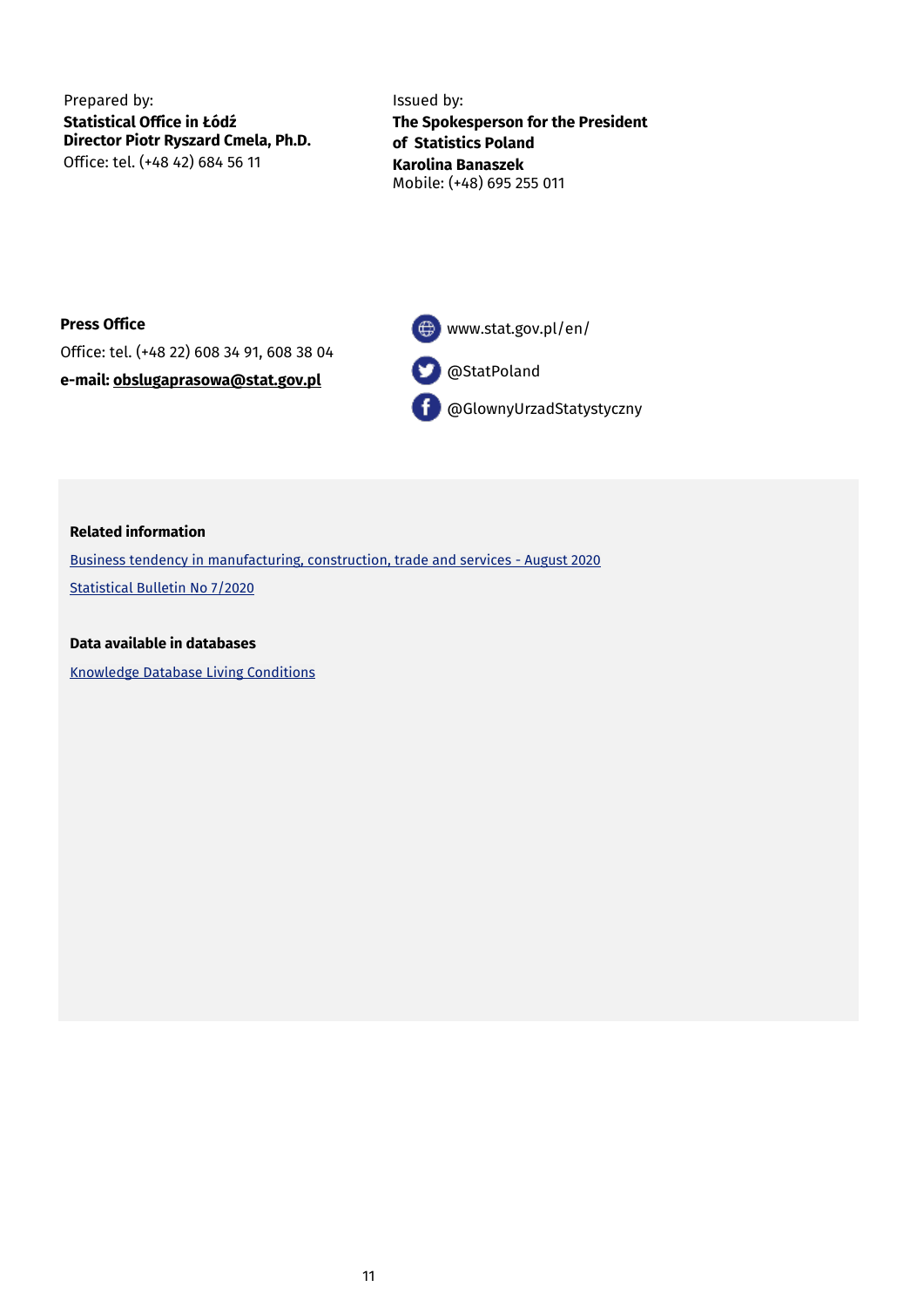Prepared by:
**Statistical Office in Łódź**
**Director Piotr Ryszard Cmela, Ph.D.**
Office: tel. (+48 42) 684 56 11

Issued by:
**The Spokesperson for the President of Statistics Poland**
**Karolina Banaszek**
Mobile: (+48) 695 255 011

**Press Office**
Office: tel. (+48 22) 608 34 91, 608 38 04
**e-mail: obslugaprasowa@stat.gov.pl**

www.stat.gov.pl/en/
@StatPoland
@GlownyUrzadStatystyczny

**Related information**

Business tendency in manufacturing, construction, trade and services - August 2020

Statistical Bulletin No 7/2020

**Data available in databases**

Knowledge Database Living Conditions